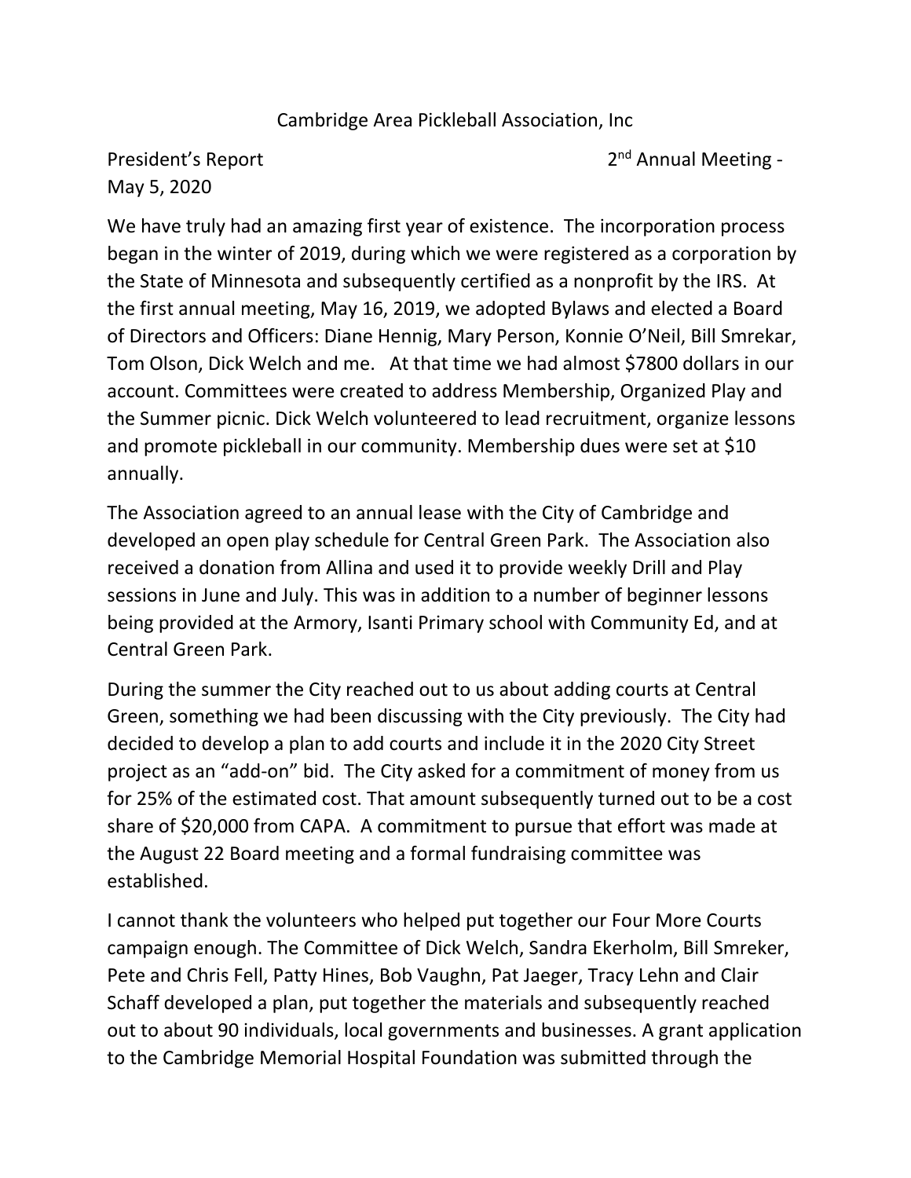Cambridge Area Pickleball Association, Inc

President's Report 2nd Annual Meeting - May 5, 2020

We have truly had an amazing first year of existence. The incorporation process began in the winter of 2019, during which we were registered as a corporation by the State of Minnesota and subsequently certified as a nonprofit by the IRS. At the first annual meeting, May 16, 2019, we adopted Bylaws and elected a Board of Directors and Officers: Diane Hennig, Mary Person, Konnie O'Neil, Bill Smrekar, Tom Olson, Dick Welch and me. At that time we had almost $7800 dollars in our account. Committees were created to address Membership, Organized Play and the Summer picnic. Dick Welch volunteered to lead recruitment, organize lessons and promote pickleball in our community. Membership dues were set at $10 annually.

The Association agreed to an annual lease with the City of Cambridge and developed an open play schedule for Central Green Park. The Association also received a donation from Allina and used it to provide weekly Drill and Play sessions in June and July. This was in addition to a number of beginner lessons being provided at the Armory, Isanti Primary school with Community Ed, and at Central Green Park.

During the summer the City reached out to us about adding courts at Central Green, something we had been discussing with the City previously. The City had decided to develop a plan to add courts and include it in the 2020 City Street project as an "add-on" bid. The City asked for a commitment of money from us for 25% of the estimated cost. That amount subsequently turned out to be a cost share of $20,000 from CAPA. A commitment to pursue that effort was made at the August 22 Board meeting and a formal fundraising committee was established.

I cannot thank the volunteers who helped put together our Four More Courts campaign enough. The Committee of Dick Welch, Sandra Ekerholm, Bill Smreker, Pete and Chris Fell, Patty Hines, Bob Vaughn, Pat Jaeger, Tracy Lehn and Clair Schaff developed a plan, put together the materials and subsequently reached out to about 90 individuals, local governments and businesses. A grant application to the Cambridge Memorial Hospital Foundation was submitted through the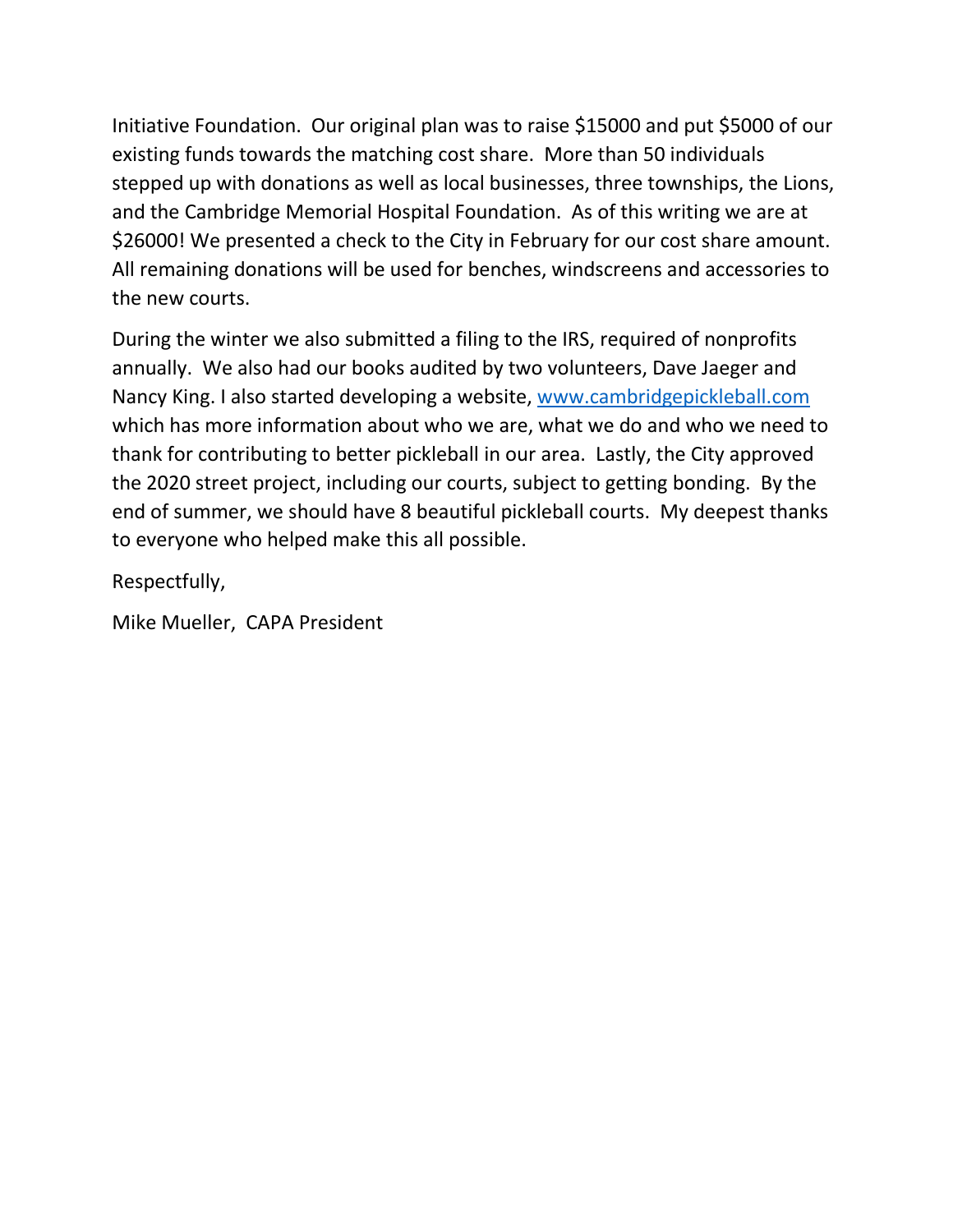Initiative Foundation. Our original plan was to raise $15000 and put $5000 of our existing funds towards the matching cost share. More than 50 individuals stepped up with donations as well as local businesses, three townships, the Lions, and the Cambridge Memorial Hospital Foundation. As of this writing we are at $26000! We presented a check to the City in February for our cost share amount. All remaining donations will be used for benches, windscreens and accessories to the new courts.

During the winter we also submitted a filing to the IRS, required of nonprofits annually. We also had our books audited by two volunteers, Dave Jaeger and Nancy King. I also started developing a website, [www.cambridgepickleball.com](http://www.cambridgepickleball.com) which has more information about who we are, what we do and who we need to thank for contributing to better pickleball in our area. Lastly, the City approved the 2020 street project, including our courts, subject to getting bonding. By the end of summer, we should have 8 beautiful pickleball courts. My deepest thanks to everyone who helped make this all possible.

Respectfully,

Mike Mueller, CAPA President